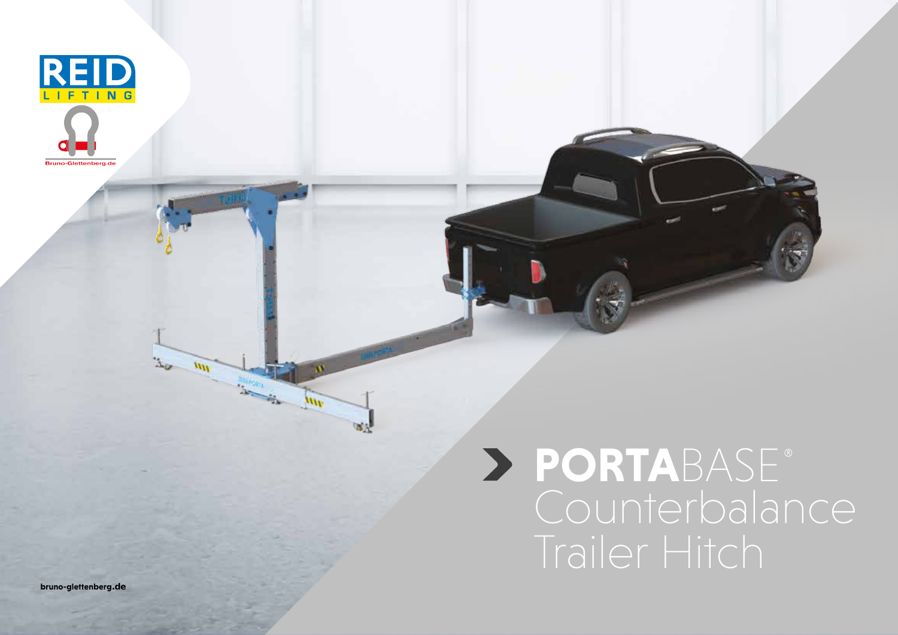# PORTABASE® Counterbalance Trailer Hitch

bruno-glettenberg.de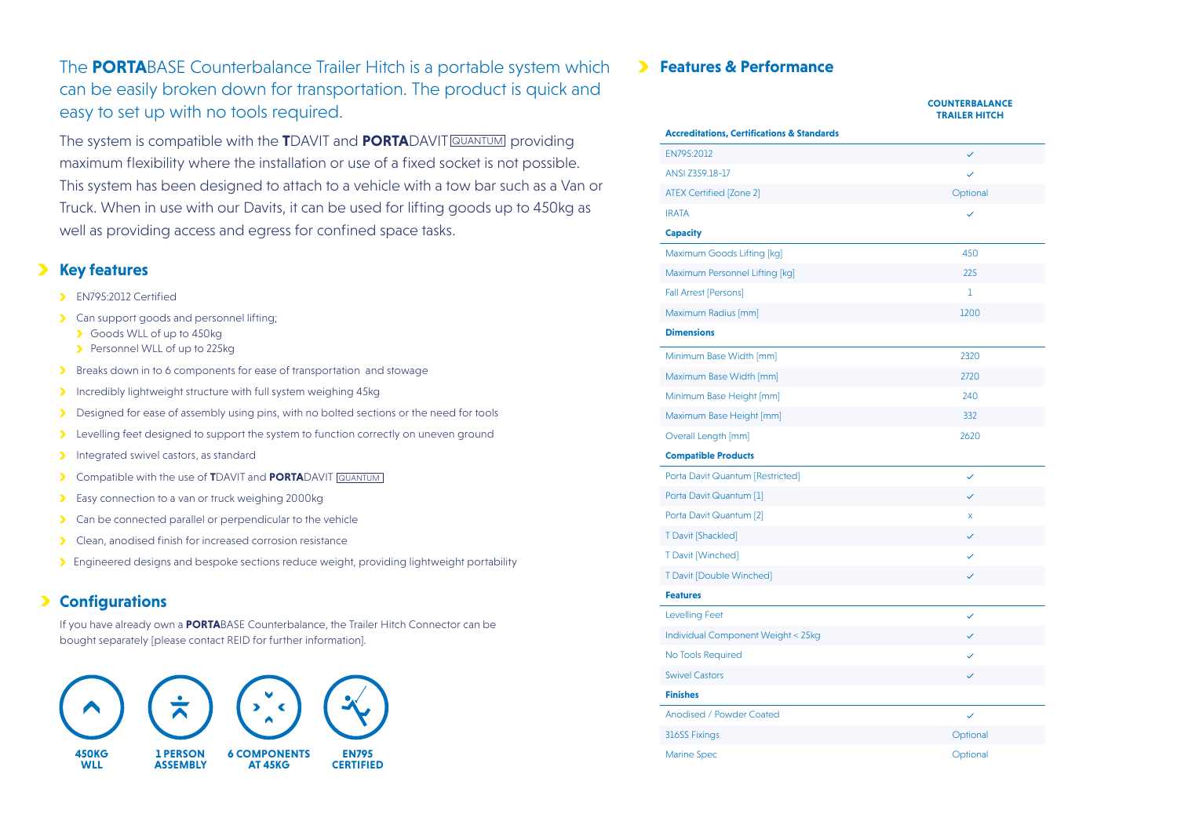The **PORTA**BASE Counterbalance Trailer Hitch is a portable system which can be easily broken down for transportation. The product is quick and easy to set up with no tools required.

The system is compatible with the **T**DAVIT and **PORTA**DAVIT QUANTUM providing maximum flexibility where the installation or use of a fixed socket is not possible. This system has been designed to attach to a vehicle with a tow bar such as a Van or Truck. When in use with our Davits, it can be used for lifting goods up to 450kg as well as providing access and egress for confined space tasks.

## Key features

- EN795:2012 Certified
- Can support goods and personnel lifting;
  - Goods WLL of up to 450kg
  - Personnel WLL of up to 225kg
- Breaks down in to 6 components for ease of transportation and stowage
- Incredibly lightweight structure with full system weighing 45kg
- Designed for ease of assembly using pins, with no bolted sections or the need for tools
- Levelling feet designed to support the system to function correctly on uneven ground
- Integrated swivel castors, as standard
- Compatible with the use of **T**DAVIT and **PORTA**DAVIT QUANTUM
- Easy connection to a van or truck weighing 2000kg
- Can be connected parallel or perpendicular to the vehicle
- Clean, anodised finish for increased corrosion resistance
- Engineered designs and bespoke sections reduce weight, providing lightweight portability

## Configurations

If you have already own a **PORTA**BASE Counterbalance, the Trailer Hitch Connector can be bought separately [please contact REID for further information].

**450KG WLL** | **1 PERSON ASSEMBLY** | **6 COMPONENTS AT 45KG** | **EN795 CERTIFIED**

## Features & Performance

| | COUNTERBALANCE TRAILER HITCH |
|---|---|
| **Accreditations, Certifications & Standards** | |
| EN795:2012 | ✓ |
| ANSI Z359.18-17 | ✓ |
| ATEX Certified [Zone 2] | Optional |
| IRATA | ✓ |
| **Capacity** | |
| Maximum Goods Lifting [kg] | 450 |
| Maximum Personnel Lifting [kg] | 225 |
| Fall Arrest [Persons] | 1 |
| Maximum Radius [mm] | 1200 |
| **Dimensions** | |
| Minimum Base Width [mm] | 2320 |
| Maximum Base Width [mm] | 2720 |
| Minimum Base Height [mm] | 240 |
| Maximum Base Height [mm] | 332 |
| Overall Length [mm] | 2620 |
| **Compatible Products** | |
| Porta Davit Quantum [Restricted] | ✓ |
| Porta Davit Quantum [1] | ✓ |
| Porta Davit Quantum [2] | x |
| T Davit [Shackled] | ✓ |
| T Davit [Winched] | ✓ |
| T Davit [Double Winched] | ✓ |
| **Features** | |
| Levelling Feet | ✓ |
| Individual Component Weight < 25kg | ✓ |
| No Tools Required | ✓ |
| Swivel Castors | ✓ |
| **Finishes** | |
| Anodised / Powder Coated | ✓ |
| 316SS Fixings | Optional |
| Marine Spec | Optional |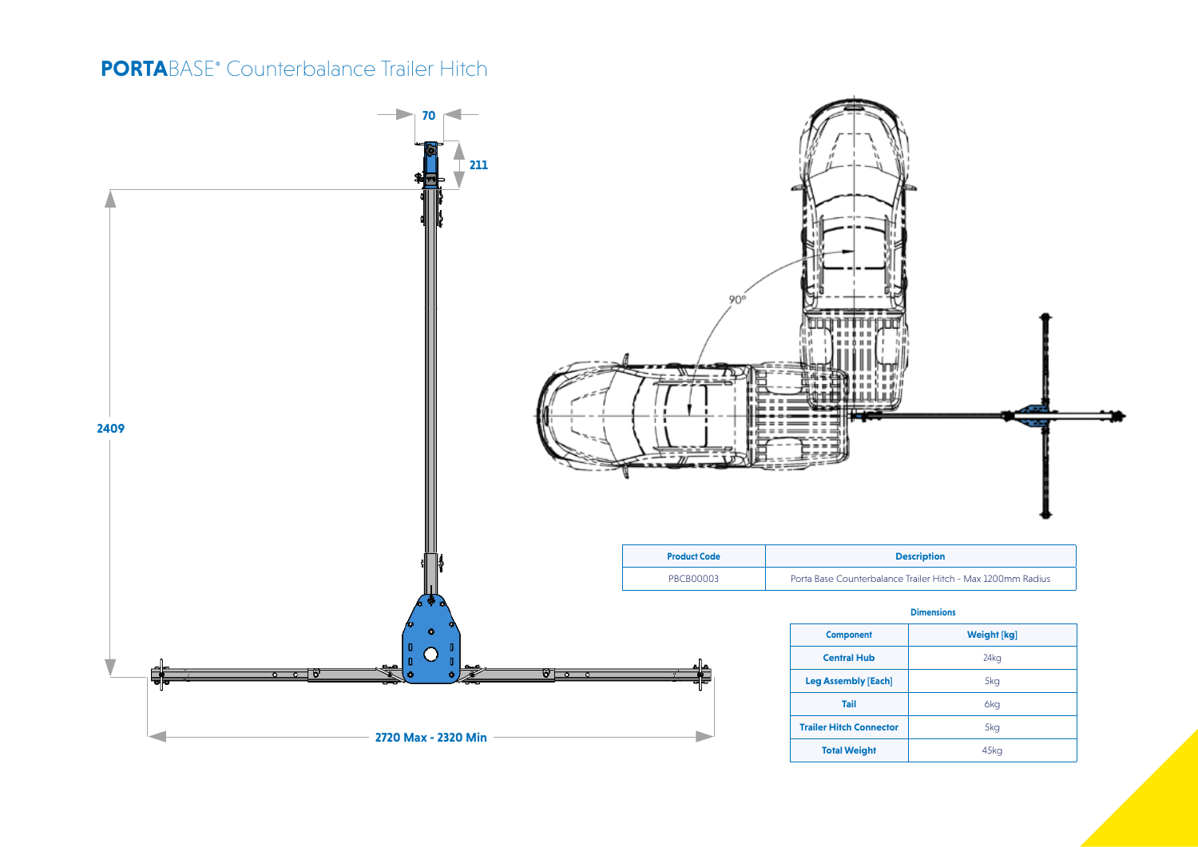# **PORTA**BASE® Counterbalance Trailer Hitch

70

211

2409

2720 Max - 2320 Min

90°

| Product Code | Description |
| --- | --- |
| PBCB00003 | Porta Base Counterbalance Trailer Hitch - Max 1200mm Radius |

**Dimensions**

| Component | Weight [kg] |
| --- | --- |
| Central Hub | 24kg |
| Leg Assembly [Each] | 5kg |
| Tail | 6kg |
| Trailer Hitch Connector | 5kg |
| Total Weight | 45kg |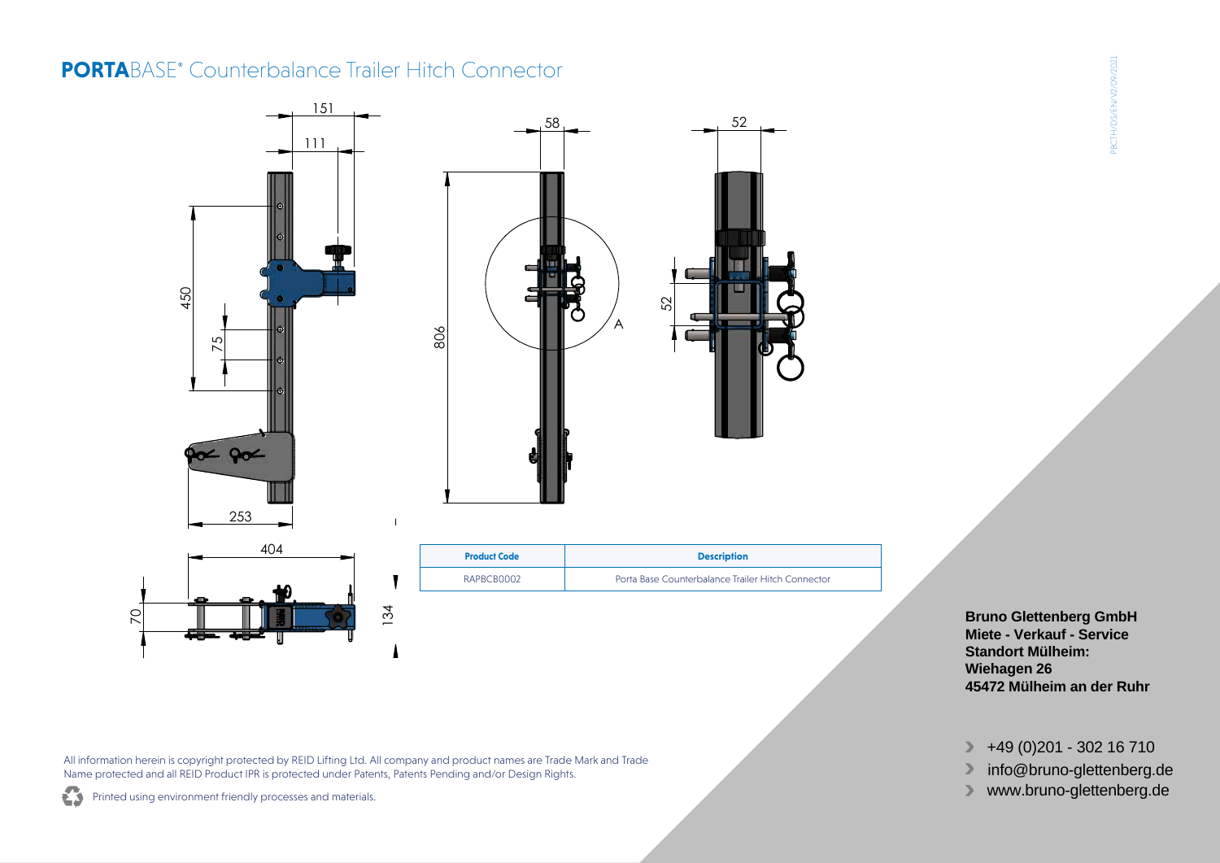# **PORTA**BASE® Counterbalance Trailer Hitch Connector

151
111
450
75
253
404
70
134
58
806
A
52
52

| Product Code | Description |
| --- | --- |
| RAPBCB0002 | Porta Base Counterbalance Trailer Hitch Connector |

**Bruno Glettenberg GmbH**
**Miete - Verkauf - Service**
**Standort Mülheim:**
**Wiehagen 26**
**45472 Mülheim an der Ruhr**

- +49 (0)201 - 302 16 710
- info@bruno-glettenberg.de
- www.bruno-glettenberg.de

All information herein is copyright protected by REID Lifting Ltd. All company and product names are Trade Mark and Trade Name protected and all REID Product IPR is protected under Patents, Patents Pending and/or Design Rights.

Printed using environment friendly processes and materials.

PBCTH/DS/EN/V2/09/2021